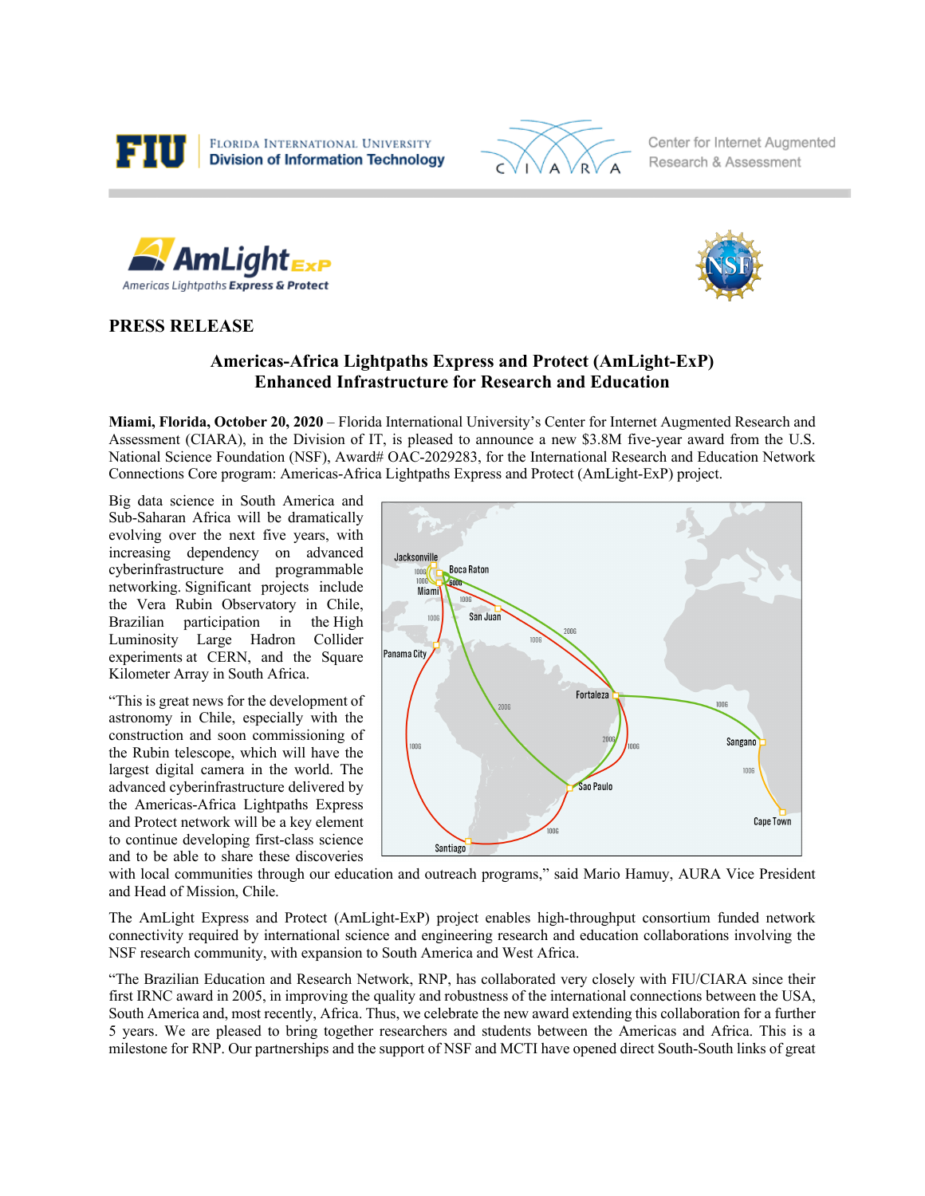FLORIDA INTERNATIONAL UNIVERSITY
Division of Information Technology

Center for Internet Augmented Research & Assessment

**PRESS RELEASE**

## Americas-Africa Lightpaths Express and Protect (AmLight-ExP) Enhanced Infrastructure for Research and Education

**Miami, Florida, October 20, 2020** – Florida International University's Center for Internet Augmented Research and Assessment (CIARA), in the Division of IT, is pleased to announce a new $3.8M five-year award from the U.S. National Science Foundation (NSF), Award# OAC-2029283, for the International Research and Education Network Connections Core program: Americas-Africa Lightpaths Express and Protect (AmLight-ExP) project.

Big data science in South America and Sub-Saharan Africa will be dramatically evolving over the next five years, with increasing dependency on advanced cyberinfrastructure and programmable networking. Significant projects include the Vera Rubin Observatory in Chile, Brazilian participation in the High Luminosity Large Hadron Collider experiments at CERN, and the Square Kilometer Array in South Africa.

"This is great news for the development of astronomy in Chile, especially with the construction and soon commissioning of the Rubin telescope, which will have the largest digital camera in the world. The advanced cyberinfrastructure delivered by the Americas-Africa Lightpaths Express and Protect network will be a key element to continue developing first-class science and to be able to share these discoveries with local communities through our education and outreach programs," said Mario Hamuy, AURA Vice President and Head of Mission, Chile.

The AmLight Express and Protect (AmLight-ExP) project enables high-throughput consortium funded network connectivity required by international science and engineering research and education collaborations involving the NSF research community, with expansion to South America and West Africa.

"The Brazilian Education and Research Network, RNP, has collaborated very closely with FIU/CIARA since their first IRNC award in 2005, in improving the quality and robustness of the international connections between the USA, South America and, most recently, Africa. Thus, we celebrate the new award extending this collaboration for a further 5 years. We are pleased to bring together researchers and students between the Americas and Africa. This is a milestone for RNP. Our partnerships and the support of NSF and MCTI have opened direct South-South links of great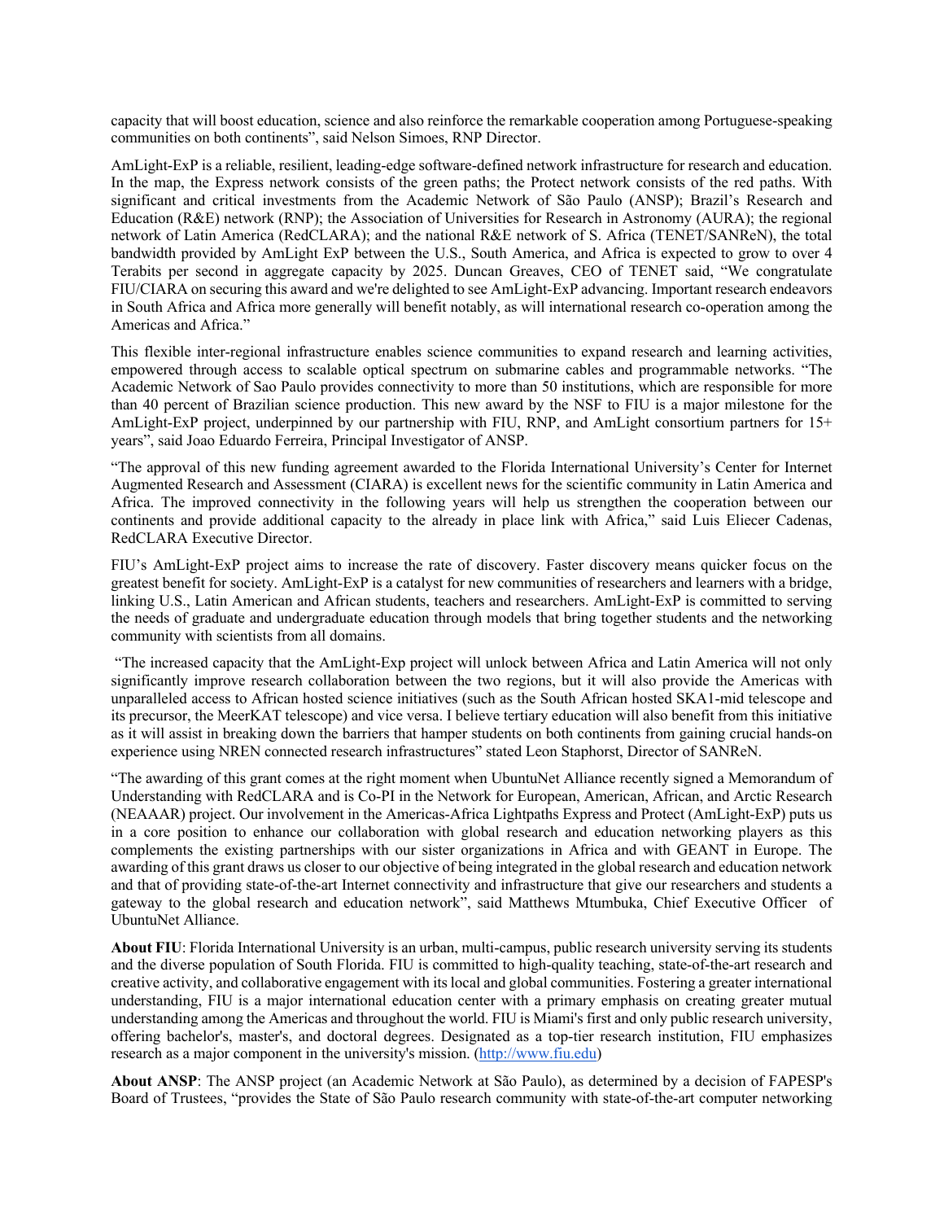capacity that will boost education, science and also reinforce the remarkable cooperation among Portuguese-speaking communities on both continents", said Nelson Simoes, RNP Director.

AmLight-ExP is a reliable, resilient, leading-edge software-defined network infrastructure for research and education. In the map, the Express network consists of the green paths; the Protect network consists of the red paths. With significant and critical investments from the Academic Network of São Paulo (ANSP); Brazil's Research and Education (R&E) network (RNP); the Association of Universities for Research in Astronomy (AURA); the regional network of Latin America (RedCLARA); and the national R&E network of S. Africa (TENET/SANReN), the total bandwidth provided by AmLight ExP between the U.S., South America, and Africa is expected to grow to over 4 Terabits per second in aggregate capacity by 2025. Duncan Greaves, CEO of TENET said, "We congratulate FIU/CIARA on securing this award and we're delighted to see AmLight-ExP advancing. Important research endeavors in South Africa and Africa more generally will benefit notably, as will international research co-operation among the Americas and Africa."

This flexible inter-regional infrastructure enables science communities to expand research and learning activities, empowered through access to scalable optical spectrum on submarine cables and programmable networks. "The Academic Network of Sao Paulo provides connectivity to more than 50 institutions, which are responsible for more than 40 percent of Brazilian science production. This new award by the NSF to FIU is a major milestone for the AmLight-ExP project, underpinned by our partnership with FIU, RNP, and AmLight consortium partners for 15+ years", said Joao Eduardo Ferreira, Principal Investigator of ANSP.

"The approval of this new funding agreement awarded to the Florida International University's Center for Internet Augmented Research and Assessment (CIARA) is excellent news for the scientific community in Latin America and Africa. The improved connectivity in the following years will help us strengthen the cooperation between our continents and provide additional capacity to the already in place link with Africa," said Luis Eliecer Cadenas, RedCLARA Executive Director.

FIU's AmLight-ExP project aims to increase the rate of discovery. Faster discovery means quicker focus on the greatest benefit for society. AmLight-ExP is a catalyst for new communities of researchers and learners with a bridge, linking U.S., Latin American and African students, teachers and researchers. AmLight-ExP is committed to serving the needs of graduate and undergraduate education through models that bring together students and the networking community with scientists from all domains.

"The increased capacity that the AmLight-Exp project will unlock between Africa and Latin America will not only significantly improve research collaboration between the two regions, but it will also provide the Americas with unparalleled access to African hosted science initiatives (such as the South African hosted SKA1-mid telescope and its precursor, the MeerKAT telescope) and vice versa. I believe tertiary education will also benefit from this initiative as it will assist in breaking down the barriers that hamper students on both continents from gaining crucial hands-on experience using NREN connected research infrastructures" stated Leon Staphorst, Director of SANReN.

"The awarding of this grant comes at the right moment when UbuntuNet Alliance recently signed a Memorandum of Understanding with RedCLARA and is Co-PI in the Network for European, American, African, and Arctic Research (NEAAAR) project. Our involvement in the Americas-Africa Lightpaths Express and Protect (AmLight-ExP) puts us in a core position to enhance our collaboration with global research and education networking players as this complements the existing partnerships with our sister organizations in Africa and with GEANT in Europe. The awarding of this grant draws us closer to our objective of being integrated in the global research and education network and that of providing state-of-the-art Internet connectivity and infrastructure that give our researchers and students a gateway to the global research and education network", said Matthews Mtumbuka, Chief Executive Officer of UbuntuNet Alliance.

**About FIU**: Florida International University is an urban, multi-campus, public research university serving its students and the diverse population of South Florida. FIU is committed to high-quality teaching, state-of-the-art research and creative activity, and collaborative engagement with its local and global communities. Fostering a greater international understanding, FIU is a major international education center with a primary emphasis on creating greater mutual understanding among the Americas and throughout the world. FIU is Miami's first and only public research university, offering bachelor's, master's, and doctoral degrees. Designated as a top-tier research institution, FIU emphasizes research as a major component in the university's mission. (http://www.fiu.edu)

**About ANSP**: The ANSP project (an Academic Network at São Paulo), as determined by a decision of FAPESP's Board of Trustees, "provides the State of São Paulo research community with state-of-the-art computer networking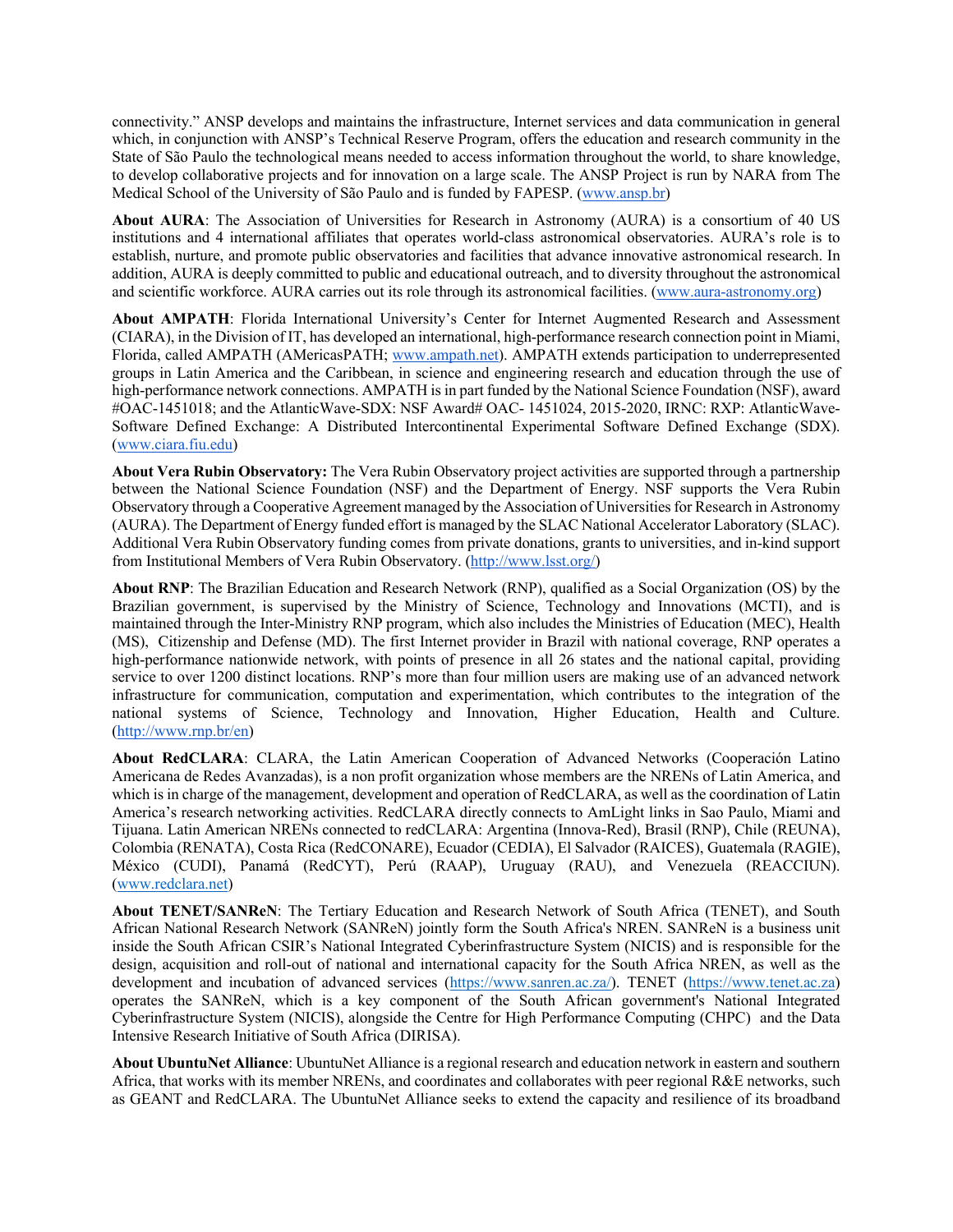connectivity." ANSP develops and maintains the infrastructure, Internet services and data communication in general which, in conjunction with ANSP's Technical Reserve Program, offers the education and research community in the State of São Paulo the technological means needed to access information throughout the world, to share knowledge, to develop collaborative projects and for innovation on a large scale. The ANSP Project is run by NARA from The Medical School of the University of São Paulo and is funded by FAPESP. (www.ansp.br)

**About AURA**: The Association of Universities for Research in Astronomy (AURA) is a consortium of 40 US institutions and 4 international affiliates that operates world-class astronomical observatories. AURA's role is to establish, nurture, and promote public observatories and facilities that advance innovative astronomical research. In addition, AURA is deeply committed to public and educational outreach, and to diversity throughout the astronomical and scientific workforce. AURA carries out its role through its astronomical facilities. (www.aura-astronomy.org)

**About AMPATH**: Florida International University's Center for Internet Augmented Research and Assessment (CIARA), in the Division of IT, has developed an international, high-performance research connection point in Miami, Florida, called AMPATH (AMericasPATH; www.ampath.net). AMPATH extends participation to underrepresented groups in Latin America and the Caribbean, in science and engineering research and education through the use of high-performance network connections. AMPATH is in part funded by the National Science Foundation (NSF), award #OAC-1451018; and the AtlanticWave-SDX: NSF Award# OAC- 1451024, 2015-2020, IRNC: RXP: AtlanticWave-Software Defined Exchange: A Distributed Intercontinental Experimental Software Defined Exchange (SDX). (www.ciara.fiu.edu)

**About Vera Rubin Observatory:** The Vera Rubin Observatory project activities are supported through a partnership between the National Science Foundation (NSF) and the Department of Energy. NSF supports the Vera Rubin Observatory through a Cooperative Agreement managed by the Association of Universities for Research in Astronomy (AURA). The Department of Energy funded effort is managed by the SLAC National Accelerator Laboratory (SLAC). Additional Vera Rubin Observatory funding comes from private donations, grants to universities, and in-kind support from Institutional Members of Vera Rubin Observatory. (http://www.lsst.org/)

**About RNP**: The Brazilian Education and Research Network (RNP), qualified as a Social Organization (OS) by the Brazilian government, is supervised by the Ministry of Science, Technology and Innovations (MCTI), and is maintained through the Inter-Ministry RNP program, which also includes the Ministries of Education (MEC), Health (MS), Citizenship and Defense (MD). The first Internet provider in Brazil with national coverage, RNP operates a high-performance nationwide network, with points of presence in all 26 states and the national capital, providing service to over 1200 distinct locations. RNP's more than four million users are making use of an advanced network infrastructure for communication, computation and experimentation, which contributes to the integration of the national systems of Science, Technology and Innovation, Higher Education, Health and Culture. (http://www.rnp.br/en)

**About RedCLARA**: CLARA, the Latin American Cooperation of Advanced Networks (Cooperación Latino Americana de Redes Avanzadas), is a non profit organization whose members are the NRENs of Latin America, and which is in charge of the management, development and operation of RedCLARA, as well as the coordination of Latin America's research networking activities. RedCLARA directly connects to AmLight links in Sao Paulo, Miami and Tijuana. Latin American NRENs connected to redCLARA: Argentina (Innova-Red), Brasil (RNP), Chile (REUNA), Colombia (RENATA), Costa Rica (RedCONARE), Ecuador (CEDIA), El Salvador (RAICES), Guatemala (RAGIE), México (CUDI), Panamá (RedCYT), Perú (RAAP), Uruguay (RAU), and Venezuela (REACCIUN). (www.redclara.net)

**About TENET/SANReN**: The Tertiary Education and Research Network of South Africa (TENET), and South African National Research Network (SANReN) jointly form the South Africa's NREN. SANReN is a business unit inside the South African CSIR's National Integrated Cyberinfrastructure System (NICIS) and is responsible for the design, acquisition and roll-out of national and international capacity for the South Africa NREN, as well as the development and incubation of advanced services (https://www.sanren.ac.za/). TENET (https://www.tenet.ac.za) operates the SANReN, which is a key component of the South African government's National Integrated Cyberinfrastructure System (NICIS), alongside the Centre for High Performance Computing (CHPC) and the Data Intensive Research Initiative of South Africa (DIRISA).

**About UbuntuNet Alliance**: UbuntuNet Alliance is a regional research and education network in eastern and southern Africa, that works with its member NRENs, and coordinates and collaborates with peer regional R&E networks, such as GEANT and RedCLARA. The UbuntuNet Alliance seeks to extend the capacity and resilience of its broadband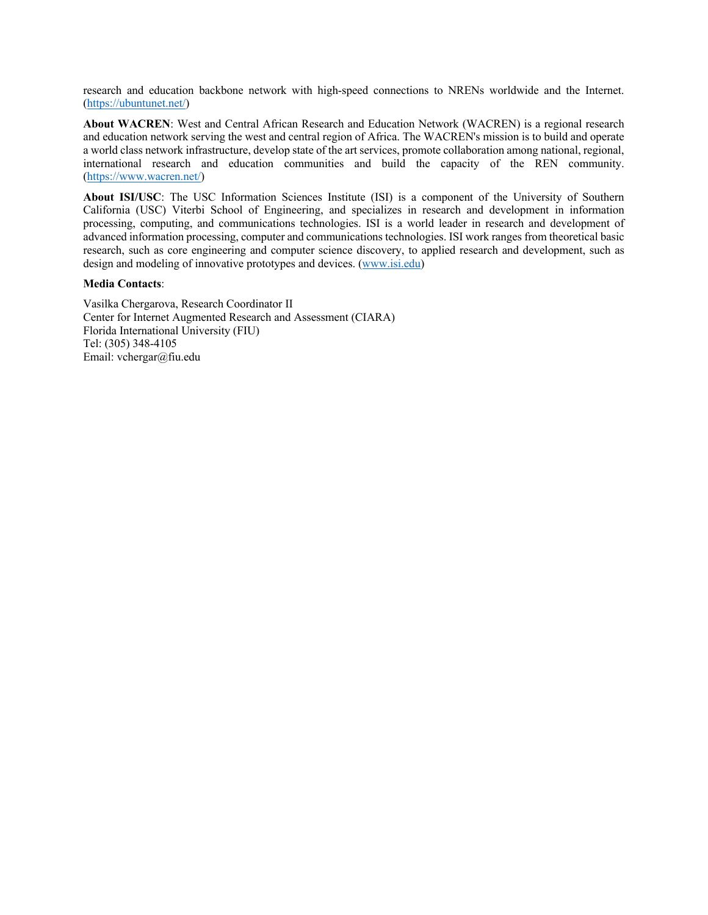research and education backbone network with high-speed connections to NRENs worldwide and the Internet. (https://ubuntunet.net/)

**About WACREN**: West and Central African Research and Education Network (WACREN) is a regional research and education network serving the west and central region of Africa. The WACREN's mission is to build and operate a world class network infrastructure, develop state of the art services, promote collaboration among national, regional, international research and education communities and build the capacity of the REN community. (https://www.wacren.net/)

**About ISI/USC**: The USC Information Sciences Institute (ISI) is a component of the University of Southern California (USC) Viterbi School of Engineering, and specializes in research and development in information processing, computing, and communications technologies. ISI is a world leader in research and development of advanced information processing, computer and communications technologies. ISI work ranges from theoretical basic research, such as core engineering and computer science discovery, to applied research and development, such as design and modeling of innovative prototypes and devices. (www.isi.edu)

**Media Contacts**:

Vasilka Chergarova, Research Coordinator II
Center for Internet Augmented Research and Assessment (CIARA)
Florida International University (FIU)
Tel: (305) 348-4105
Email: vchergar@fiu.edu